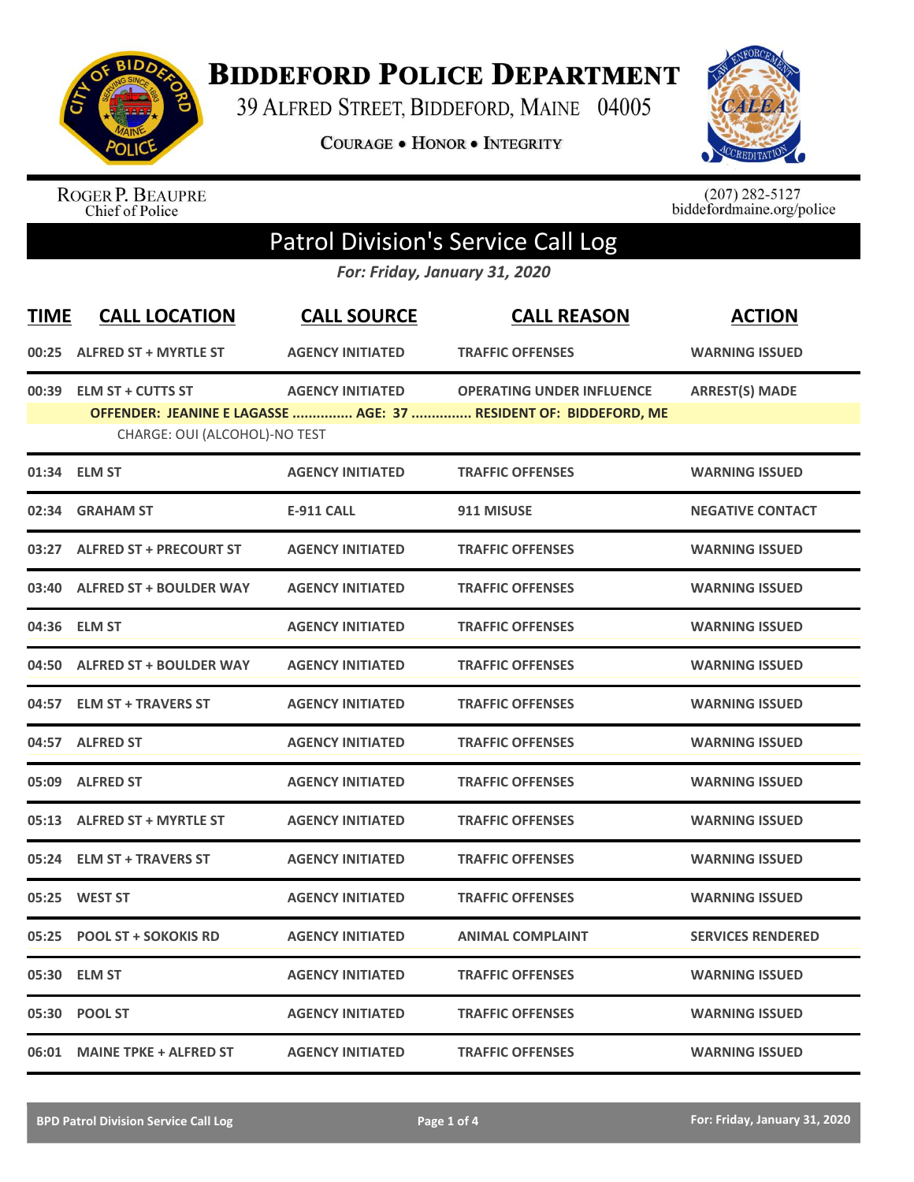# Biddeford Police Department

39 Alfred Street, Biddeford, Maine 04005

Courage • Honor • Integrity

Roger P. Beaupre
Chief of Police

(207) 282-5127
biddefordmaine.org/police

## Patrol Division's Service Call Log

*For: Friday, January 31, 2020*

| TIME | CALL LOCATION | CALL SOURCE | CALL REASON | ACTION |
|---|---|---|---|---|
| 00:25 | ALFRED ST + MYRTLE ST | AGENCY INITIATED | TRAFFIC OFFENSES | WARNING ISSUED |
| 00:39 | ELM ST + CUTTS ST | AGENCY INITIATED | OPERATING UNDER INFLUENCE | ARREST(S) MADE |
| | OFFENDER: JEANINE E LAGASSE ............... AGE: 37 ............... RESIDENT OF: BIDDEFORD, ME | | | |
| | CHARGE: OUI (ALCOHOL)-NO TEST | | | |
| 01:34 | ELM ST | AGENCY INITIATED | TRAFFIC OFFENSES | WARNING ISSUED |
| 02:34 | GRAHAM ST | E-911 CALL | 911 MISUSE | NEGATIVE CONTACT |
| 03:27 | ALFRED ST + PRECOURT ST | AGENCY INITIATED | TRAFFIC OFFENSES | WARNING ISSUED |
| 03:40 | ALFRED ST + BOULDER WAY | AGENCY INITIATED | TRAFFIC OFFENSES | WARNING ISSUED |
| 04:36 | ELM ST | AGENCY INITIATED | TRAFFIC OFFENSES | WARNING ISSUED |
| 04:50 | ALFRED ST + BOULDER WAY | AGENCY INITIATED | TRAFFIC OFFENSES | WARNING ISSUED |
| 04:57 | ELM ST + TRAVERS ST | AGENCY INITIATED | TRAFFIC OFFENSES | WARNING ISSUED |
| 04:57 | ALFRED ST | AGENCY INITIATED | TRAFFIC OFFENSES | WARNING ISSUED |
| 05:09 | ALFRED ST | AGENCY INITIATED | TRAFFIC OFFENSES | WARNING ISSUED |
| 05:13 | ALFRED ST + MYRTLE ST | AGENCY INITIATED | TRAFFIC OFFENSES | WARNING ISSUED |
| 05:24 | ELM ST + TRAVERS ST | AGENCY INITIATED | TRAFFIC OFFENSES | WARNING ISSUED |
| 05:25 | WEST ST | AGENCY INITIATED | TRAFFIC OFFENSES | WARNING ISSUED |
| 05:25 | POOL ST + SOKOKIS RD | AGENCY INITIATED | ANIMAL COMPLAINT | SERVICES RENDERED |
| 05:30 | ELM ST | AGENCY INITIATED | TRAFFIC OFFENSES | WARNING ISSUED |
| 05:30 | POOL ST | AGENCY INITIATED | TRAFFIC OFFENSES | WARNING ISSUED |
| 06:01 | MAINE TPKE + ALFRED ST | AGENCY INITIATED | TRAFFIC OFFENSES | WARNING ISSUED |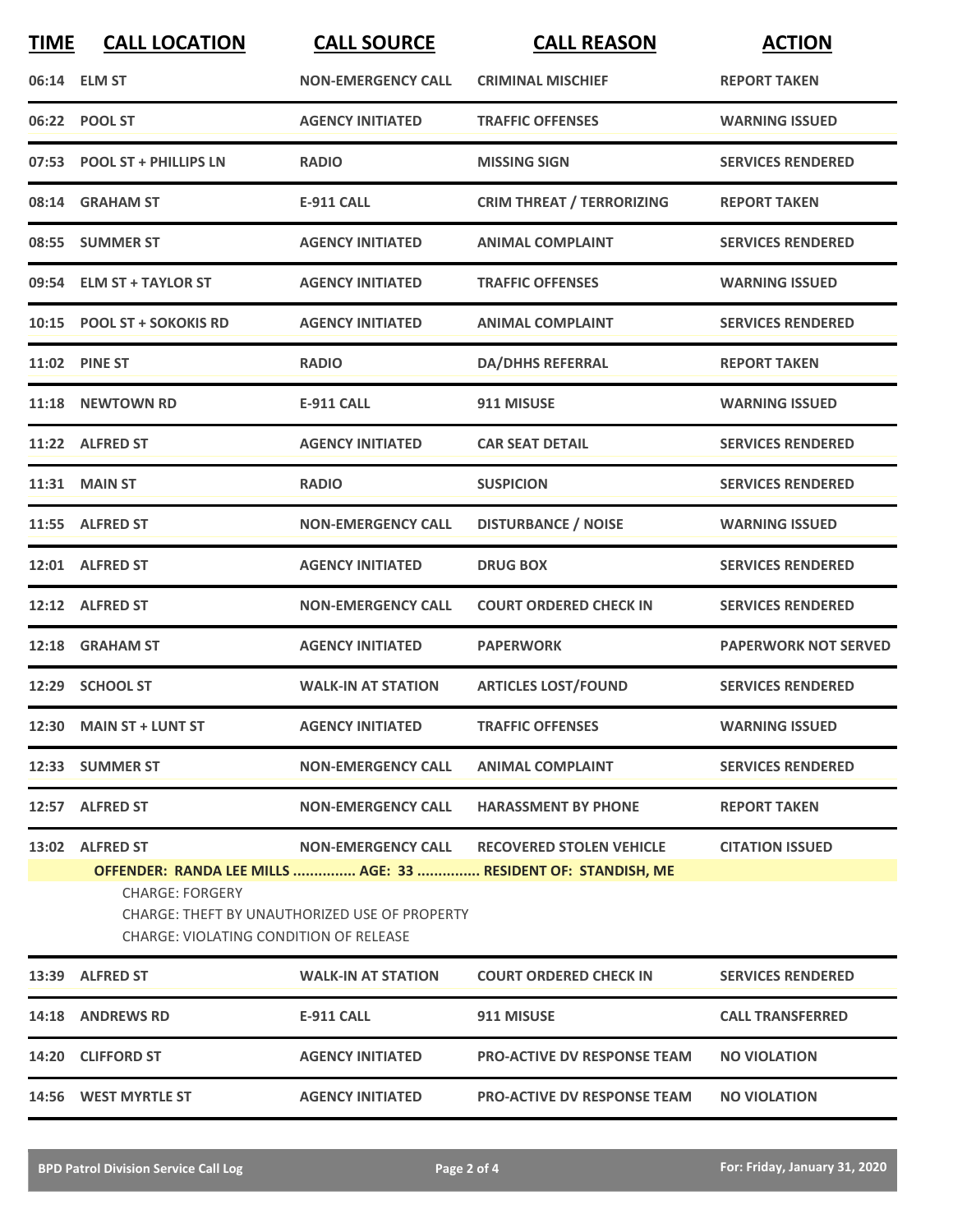| TIME | CALL LOCATION | CALL SOURCE | CALL REASON | ACTION |
|---|---|---|---|---|
| 06:14 | ELM ST | NON-EMERGENCY CALL | CRIMINAL MISCHIEF | REPORT TAKEN |
| 06:22 | POOL ST | AGENCY INITIATED | TRAFFIC OFFENSES | WARNING ISSUED |
| 07:53 | POOL ST + PHILLIPS LN | RADIO | MISSING SIGN | SERVICES RENDERED |
| 08:14 | GRAHAM ST | E-911 CALL | CRIM THREAT / TERRORIZING | REPORT TAKEN |
| 08:55 | SUMMER ST | AGENCY INITIATED | ANIMAL COMPLAINT | SERVICES RENDERED |
| 09:54 | ELM ST + TAYLOR ST | AGENCY INITIATED | TRAFFIC OFFENSES | WARNING ISSUED |
| 10:15 | POOL ST + SOKOKIS RD | AGENCY INITIATED | ANIMAL COMPLAINT | SERVICES RENDERED |
| 11:02 | PINE ST | RADIO | DA/DHHS REFERRAL | REPORT TAKEN |
| 11:18 | NEWTOWN RD | E-911 CALL | 911 MISUSE | WARNING ISSUED |
| 11:22 | ALFRED ST | AGENCY INITIATED | CAR SEAT DETAIL | SERVICES RENDERED |
| 11:31 | MAIN ST | RADIO | SUSPICION | SERVICES RENDERED |
| 11:55 | ALFRED ST | NON-EMERGENCY CALL | DISTURBANCE / NOISE | WARNING ISSUED |
| 12:01 | ALFRED ST | AGENCY INITIATED | DRUG BOX | SERVICES RENDERED |
| 12:12 | ALFRED ST | NON-EMERGENCY CALL | COURT ORDERED CHECK IN | SERVICES RENDERED |
| 12:18 | GRAHAM ST | AGENCY INITIATED | PAPERWORK | PAPERWORK NOT SERVED |
| 12:29 | SCHOOL ST | WALK-IN AT STATION | ARTICLES LOST/FOUND | SERVICES RENDERED |
| 12:30 | MAIN ST + LUNT ST | AGENCY INITIATED | TRAFFIC OFFENSES | WARNING ISSUED |
| 12:33 | SUMMER ST | NON-EMERGENCY CALL | ANIMAL COMPLAINT | SERVICES RENDERED |
| 12:57 | ALFRED ST | NON-EMERGENCY CALL | HARASSMENT BY PHONE | REPORT TAKEN |
| 13:02 | ALFRED ST | NON-EMERGENCY CALL | RECOVERED STOLEN VEHICLE | CITATION ISSUED |

**OFFENDER: RANDA LEE MILLS ............... AGE: 33 ............... RESIDENT OF: STANDISH, ME**

CHARGE: FORGERY
CHARGE: THEFT BY UNAUTHORIZED USE OF PROPERTY
CHARGE: VIOLATING CONDITION OF RELEASE

| TIME | CALL LOCATION | CALL SOURCE | CALL REASON | ACTION |
|---|---|---|---|---|
| 13:39 | ALFRED ST | WALK-IN AT STATION | COURT ORDERED CHECK IN | SERVICES RENDERED |
| 14:18 | ANDREWS RD | E-911 CALL | 911 MISUSE | CALL TRANSFERRED |
| 14:20 | CLIFFORD ST | AGENCY INITIATED | PRO-ACTIVE DV RESPONSE TEAM | NO VIOLATION |
| 14:56 | WEST MYRTLE ST | AGENCY INITIATED | PRO-ACTIVE DV RESPONSE TEAM | NO VIOLATION |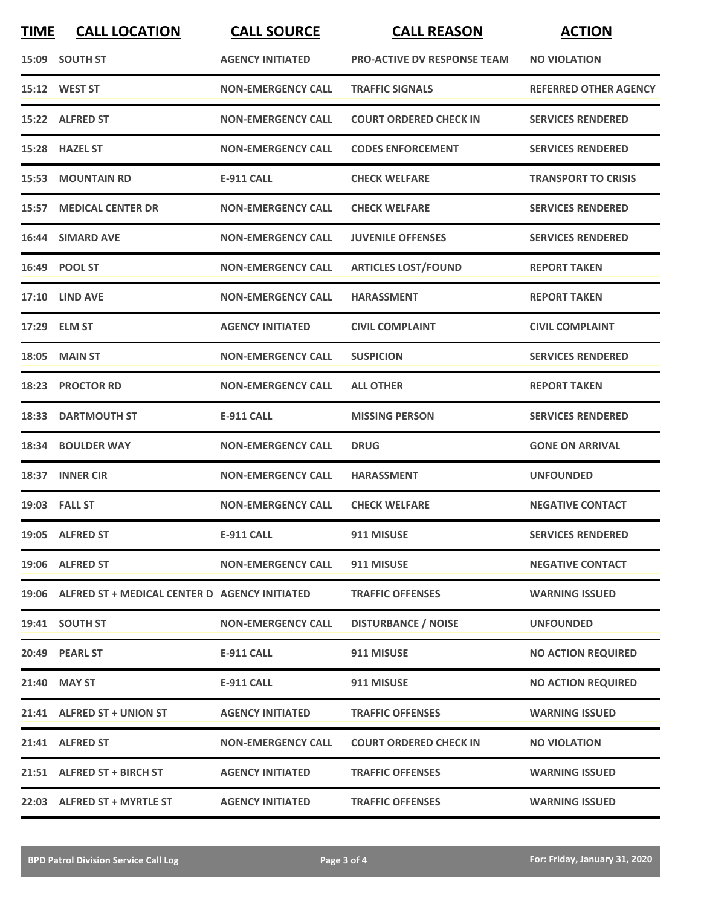| TIME | CALL LOCATION | CALL SOURCE | CALL REASON | ACTION |
|---|---|---|---|---|
| 15:09 | SOUTH ST | AGENCY INITIATED | PRO-ACTIVE DV RESPONSE TEAM | NO VIOLATION |
| 15:12 | WEST ST | NON-EMERGENCY CALL | TRAFFIC SIGNALS | REFERRED OTHER AGENCY |
| 15:22 | ALFRED ST | NON-EMERGENCY CALL | COURT ORDERED CHECK IN | SERVICES RENDERED |
| 15:28 | HAZEL ST | NON-EMERGENCY CALL | CODES ENFORCEMENT | SERVICES RENDERED |
| 15:53 | MOUNTAIN RD | E-911 CALL | CHECK WELFARE | TRANSPORT TO CRISIS |
| 15:57 | MEDICAL CENTER DR | NON-EMERGENCY CALL | CHECK WELFARE | SERVICES RENDERED |
| 16:44 | SIMARD AVE | NON-EMERGENCY CALL | JUVENILE OFFENSES | SERVICES RENDERED |
| 16:49 | POOL ST | NON-EMERGENCY CALL | ARTICLES LOST/FOUND | REPORT TAKEN |
| 17:10 | LIND AVE | NON-EMERGENCY CALL | HARASSMENT | REPORT TAKEN |
| 17:29 | ELM ST | AGENCY INITIATED | CIVIL COMPLAINT | CIVIL COMPLAINT |
| 18:05 | MAIN ST | NON-EMERGENCY CALL | SUSPICION | SERVICES RENDERED |
| 18:23 | PROCTOR RD | NON-EMERGENCY CALL | ALL OTHER | REPORT TAKEN |
| 18:33 | DARTMOUTH ST | E-911 CALL | MISSING PERSON | SERVICES RENDERED |
| 18:34 | BOULDER WAY | NON-EMERGENCY CALL | DRUG | GONE ON ARRIVAL |
| 18:37 | INNER CIR | NON-EMERGENCY CALL | HARASSMENT | UNFOUNDED |
| 19:03 | FALL ST | NON-EMERGENCY CALL | CHECK WELFARE | NEGATIVE CONTACT |
| 19:05 | ALFRED ST | E-911 CALL | 911 MISUSE | SERVICES RENDERED |
| 19:06 | ALFRED ST | NON-EMERGENCY CALL | 911 MISUSE | NEGATIVE CONTACT |
| 19:06 | ALFRED ST + MEDICAL CENTER D | AGENCY INITIATED | TRAFFIC OFFENSES | WARNING ISSUED |
| 19:41 | SOUTH ST | NON-EMERGENCY CALL | DISTURBANCE / NOISE | UNFOUNDED |
| 20:49 | PEARL ST | E-911 CALL | 911 MISUSE | NO ACTION REQUIRED |
| 21:40 | MAY ST | E-911 CALL | 911 MISUSE | NO ACTION REQUIRED |
| 21:41 | ALFRED ST + UNION ST | AGENCY INITIATED | TRAFFIC OFFENSES | WARNING ISSUED |
| 21:41 | ALFRED ST | NON-EMERGENCY CALL | COURT ORDERED CHECK IN | NO VIOLATION |
| 21:51 | ALFRED ST + BIRCH ST | AGENCY INITIATED | TRAFFIC OFFENSES | WARNING ISSUED |
| 22:03 | ALFRED ST + MYRTLE ST | AGENCY INITIATED | TRAFFIC OFFENSES | WARNING ISSUED |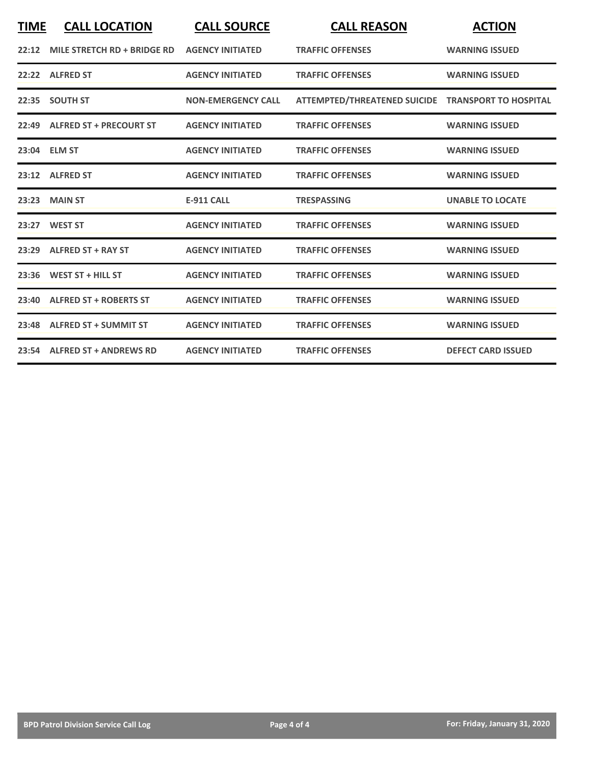| TIME | CALL LOCATION | CALL SOURCE | CALL REASON | ACTION |
|---|---|---|---|---|
| 22:12 | MILE STRETCH RD + BRIDGE RD | AGENCY INITIATED | TRAFFIC OFFENSES | WARNING ISSUED |
| 22:22 | ALFRED ST | AGENCY INITIATED | TRAFFIC OFFENSES | WARNING ISSUED |
| 22:35 | SOUTH ST | NON-EMERGENCY CALL | ATTEMPTED/THREATENED SUICIDE | TRANSPORT TO HOSPITAL |
| 22:49 | ALFRED ST + PRECOURT ST | AGENCY INITIATED | TRAFFIC OFFENSES | WARNING ISSUED |
| 23:04 | ELM ST | AGENCY INITIATED | TRAFFIC OFFENSES | WARNING ISSUED |
| 23:12 | ALFRED ST | AGENCY INITIATED | TRAFFIC OFFENSES | WARNING ISSUED |
| 23:23 | MAIN ST | E-911 CALL | TRESPASSING | UNABLE TO LOCATE |
| 23:27 | WEST ST | AGENCY INITIATED | TRAFFIC OFFENSES | WARNING ISSUED |
| 23:29 | ALFRED ST + RAY ST | AGENCY INITIATED | TRAFFIC OFFENSES | WARNING ISSUED |
| 23:36 | WEST ST + HILL ST | AGENCY INITIATED | TRAFFIC OFFENSES | WARNING ISSUED |
| 23:40 | ALFRED ST + ROBERTS ST | AGENCY INITIATED | TRAFFIC OFFENSES | WARNING ISSUED |
| 23:48 | ALFRED ST + SUMMIT ST | AGENCY INITIATED | TRAFFIC OFFENSES | WARNING ISSUED |
| 23:54 | ALFRED ST + ANDREWS RD | AGENCY INITIATED | TRAFFIC OFFENSES | DEFECT CARD ISSUED |